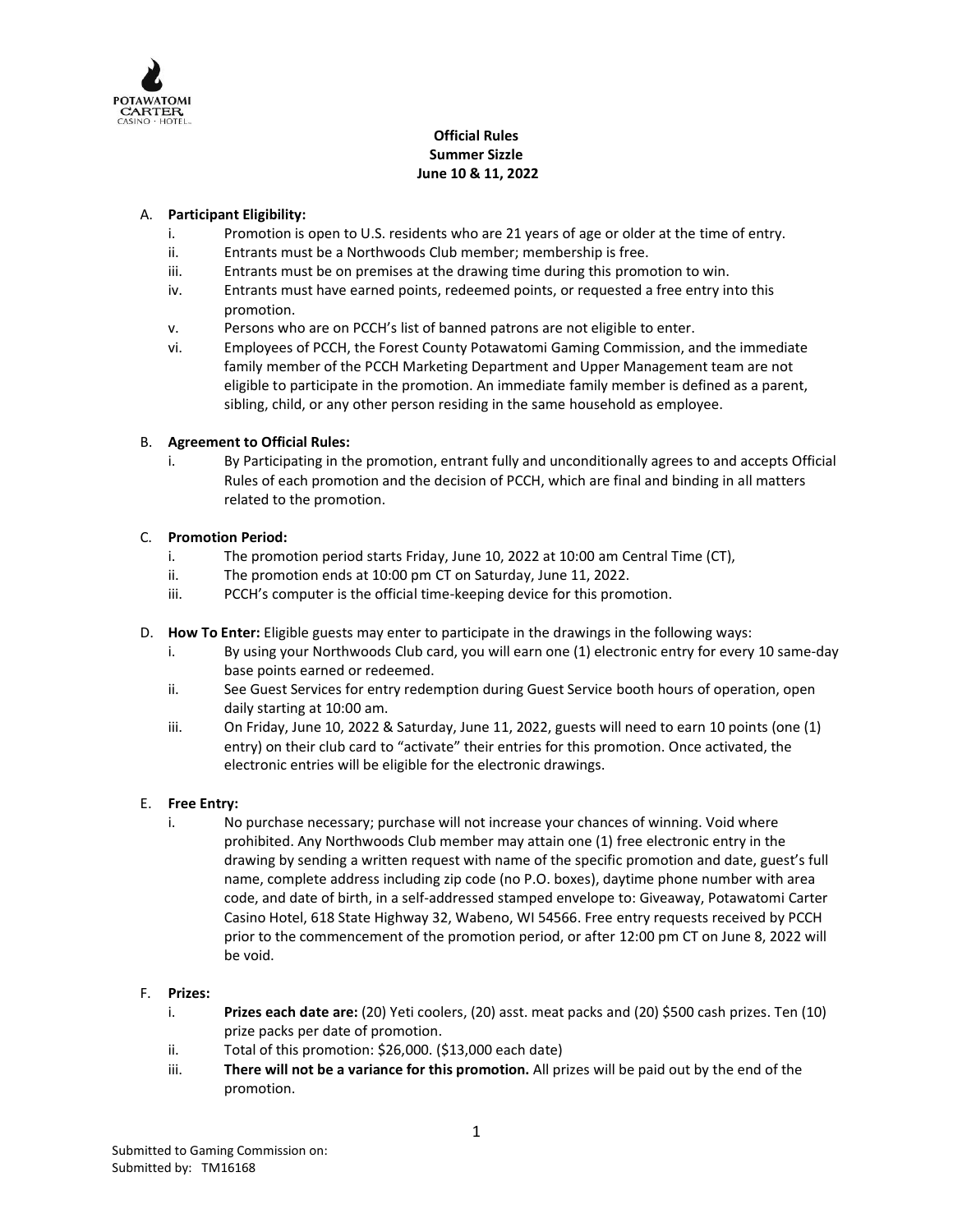POTAWATOMI CARTER CASINO · HOTEL

**Official Rules**
**Summer Sizzle**
**June 10 & 11, 2022**

A. **Participant Eligibility:**
   i. Promotion is open to U.S. residents who are 21 years of age or older at the time of entry.
   ii. Entrants must be a Northwoods Club member; membership is free.
   iii. Entrants must be on premises at the drawing time during this promotion to win.
   iv. Entrants must have earned points, redeemed points, or requested a free entry into this promotion.
   v. Persons who are on PCCH's list of banned patrons are not eligible to enter.
   vi. Employees of PCCH, the Forest County Potawatomi Gaming Commission, and the immediate family member of the PCCH Marketing Department and Upper Management team are not eligible to participate in the promotion. An immediate family member is defined as a parent, sibling, child, or any other person residing in the same household as employee.

B. **Agreement to Official Rules:**
   i. By Participating in the promotion, entrant fully and unconditionally agrees to and accepts Official Rules of each promotion and the decision of PCCH, which are final and binding in all matters related to the promotion.

C. **Promotion Period:**
   i. The promotion period starts Friday, June 10, 2022 at 10:00 am Central Time (CT),
   ii. The promotion ends at 10:00 pm CT on Saturday, June 11, 2022.
   iii. PCCH's computer is the official time-keeping device for this promotion.

D. **How To Enter:** Eligible guests may enter to participate in the drawings in the following ways:
   i. By using your Northwoods Club card, you will earn one (1) electronic entry for every 10 same-day base points earned or redeemed.
   ii. See Guest Services for entry redemption during Guest Service booth hours of operation, open daily starting at 10:00 am.
   iii. On Friday, June 10, 2022 & Saturday, June 11, 2022, guests will need to earn 10 points (one (1) entry) on their club card to "activate" their entries for this promotion. Once activated, the electronic entries will be eligible for the electronic drawings.

E. **Free Entry:**
   i. No purchase necessary; purchase will not increase your chances of winning. Void where prohibited. Any Northwoods Club member may attain one (1) free electronic entry in the drawing by sending a written request with name of the specific promotion and date, guest's full name, complete address including zip code (no P.O. boxes), daytime phone number with area code, and date of birth, in a self-addressed stamped envelope to: Giveaway, Potawatomi Carter Casino Hotel, 618 State Highway 32, Wabeno, WI 54566. Free entry requests received by PCCH prior to the commencement of the promotion period, or after 12:00 pm CT on June 8, 2022 will be void.

F. **Prizes:**
   i. **Prizes each date are:** (20) Yeti coolers, (20) asst. meat packs and (20) $500 cash prizes. Ten (10) prize packs per date of promotion.
   ii. Total of this promotion: $26,000. ($13,000 each date)
   iii. **There will not be a variance for this promotion.** All prizes will be paid out by the end of the promotion.

Submitted to Gaming Commission on:
Submitted by: TM16168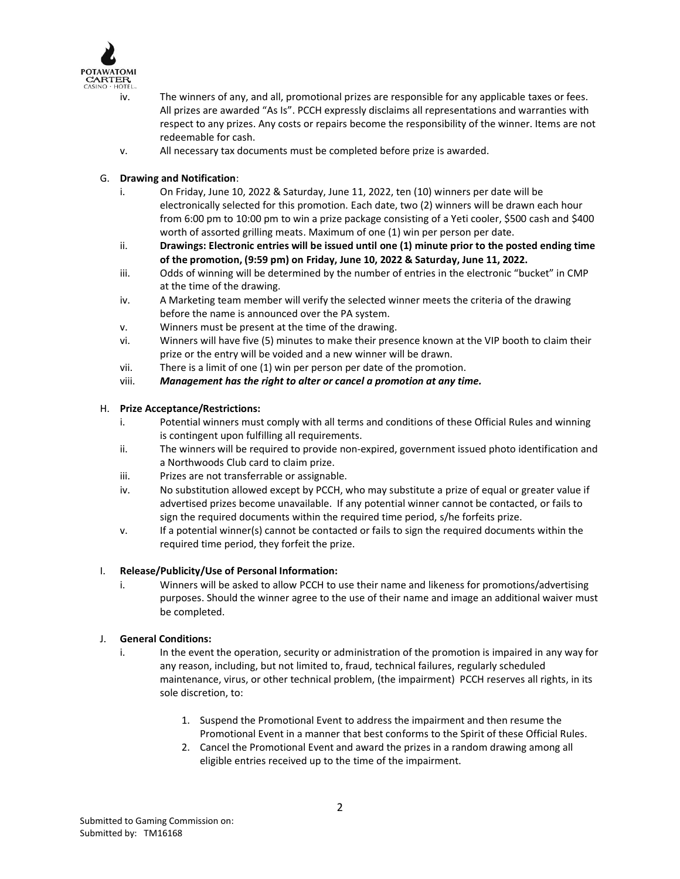iv. The winners of any, and all, promotional prizes are responsible for any applicable taxes or fees. All prizes are awarded "As Is". PCCH expressly disclaims all representations and warranties with respect to any prizes. Any costs or repairs become the responsibility of the winner. Items are not redeemable for cash.

v. All necessary tax documents must be completed before prize is awarded.

G. **Drawing and Notification**:

i. On Friday, June 10, 2022 & Saturday, June 11, 2022, ten (10) winners per date will be electronically selected for this promotion. Each date, two (2) winners will be drawn each hour from 6:00 pm to 10:00 pm to win a prize package consisting of a Yeti cooler, $500 cash and $400 worth of assorted grilling meats. Maximum of one (1) win per person per date.

ii. **Drawings: Electronic entries will be issued until one (1) minute prior to the posted ending time of the promotion, (9:59 pm) on Friday, June 10, 2022 & Saturday, June 11, 2022.**

iii. Odds of winning will be determined by the number of entries in the electronic "bucket" in CMP at the time of the drawing.

iv. A Marketing team member will verify the selected winner meets the criteria of the drawing before the name is announced over the PA system.

v. Winners must be present at the time of the drawing.

vi. Winners will have five (5) minutes to make their presence known at the VIP booth to claim their prize or the entry will be voided and a new winner will be drawn.

vii. There is a limit of one (1) win per person per date of the promotion.

viii. ***Management has the right to alter or cancel a promotion at any time.***

H. **Prize Acceptance/Restrictions:**

i. Potential winners must comply with all terms and conditions of these Official Rules and winning is contingent upon fulfilling all requirements.

ii. The winners will be required to provide non-expired, government issued photo identification and a Northwoods Club card to claim prize.

iii. Prizes are not transferrable or assignable.

iv. No substitution allowed except by PCCH, who may substitute a prize of equal or greater value if advertised prizes become unavailable. If any potential winner cannot be contacted, or fails to sign the required documents within the required time period, s/he forfeits prize.

v. If a potential winner(s) cannot be contacted or fails to sign the required documents within the required time period, they forfeit the prize.

I. **Release/Publicity/Use of Personal Information:**

i. Winners will be asked to allow PCCH to use their name and likeness for promotions/advertising purposes. Should the winner agree to the use of their name and image an additional waiver must be completed.

J. **General Conditions:**

i. In the event the operation, security or administration of the promotion is impaired in any way for any reason, including, but not limited to, fraud, technical failures, regularly scheduled maintenance, virus, or other technical problem, (the impairment) PCCH reserves all rights, in its sole discretion, to:

1. Suspend the Promotional Event to address the impairment and then resume the Promotional Event in a manner that best conforms to the Spirit of these Official Rules.
2. Cancel the Promotional Event and award the prizes in a random drawing among all eligible entries received up to the time of the impairment.

Submitted to Gaming Commission on:
Submitted by: TM16168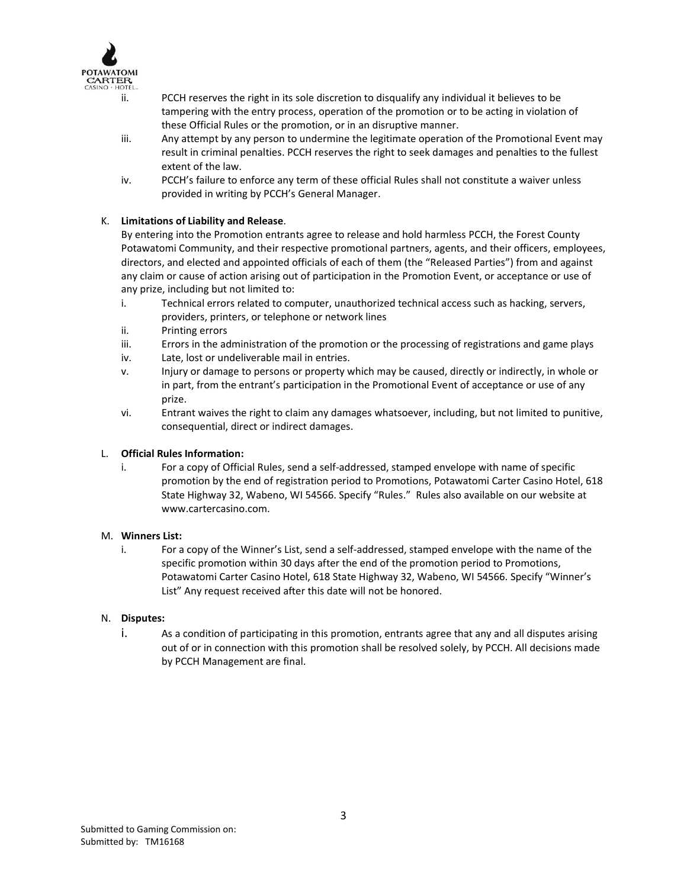ii. PCCH reserves the right in its sole discretion to disqualify any individual it believes to be tampering with the entry process, operation of the promotion or to be acting in violation of these Official Rules or the promotion, or in an disruptive manner.

iii. Any attempt by any person to undermine the legitimate operation of the Promotional Event may result in criminal penalties. PCCH reserves the right to seek damages and penalties to the fullest extent of the law.

iv. PCCH's failure to enforce any term of these official Rules shall not constitute a waiver unless provided in writing by PCCH's General Manager.

K. **Limitations of Liability and Release**.

By entering into the Promotion entrants agree to release and hold harmless PCCH, the Forest County Potawatomi Community, and their respective promotional partners, agents, and their officers, employees, directors, and elected and appointed officials of each of them (the "Released Parties") from and against any claim or cause of action arising out of participation in the Promotion Event, or acceptance or use of any prize, including but not limited to:

i. Technical errors related to computer, unauthorized technical access such as hacking, servers, providers, printers, or telephone or network lines

ii. Printing errors

iii. Errors in the administration of the promotion or the processing of registrations and game plays

iv. Late, lost or undeliverable mail in entries.

v. Injury or damage to persons or property which may be caused, directly or indirectly, in whole or in part, from the entrant's participation in the Promotional Event of acceptance or use of any prize.

vi. Entrant waives the right to claim any damages whatsoever, including, but not limited to punitive, consequential, direct or indirect damages.

L. **Official Rules Information:**

i. For a copy of Official Rules, send a self-addressed, stamped envelope with name of specific promotion by the end of registration period to Promotions, Potawatomi Carter Casino Hotel, 618 State Highway 32, Wabeno, WI 54566. Specify "Rules." Rules also available on our website at www.cartercasino.com.

M. **Winners List:**

i. For a copy of the Winner's List, send a self-addressed, stamped envelope with the name of the specific promotion within 30 days after the end of the promotion period to Promotions, Potawatomi Carter Casino Hotel, 618 State Highway 32, Wabeno, WI 54566. Specify "Winner's List" Any request received after this date will not be honored.

N. **Disputes:**

i. As a condition of participating in this promotion, entrants agree that any and all disputes arising out of or in connection with this promotion shall be resolved solely, by PCCH. All decisions made by PCCH Management are final.

Submitted to Gaming Commission on:
Submitted by: TM16168